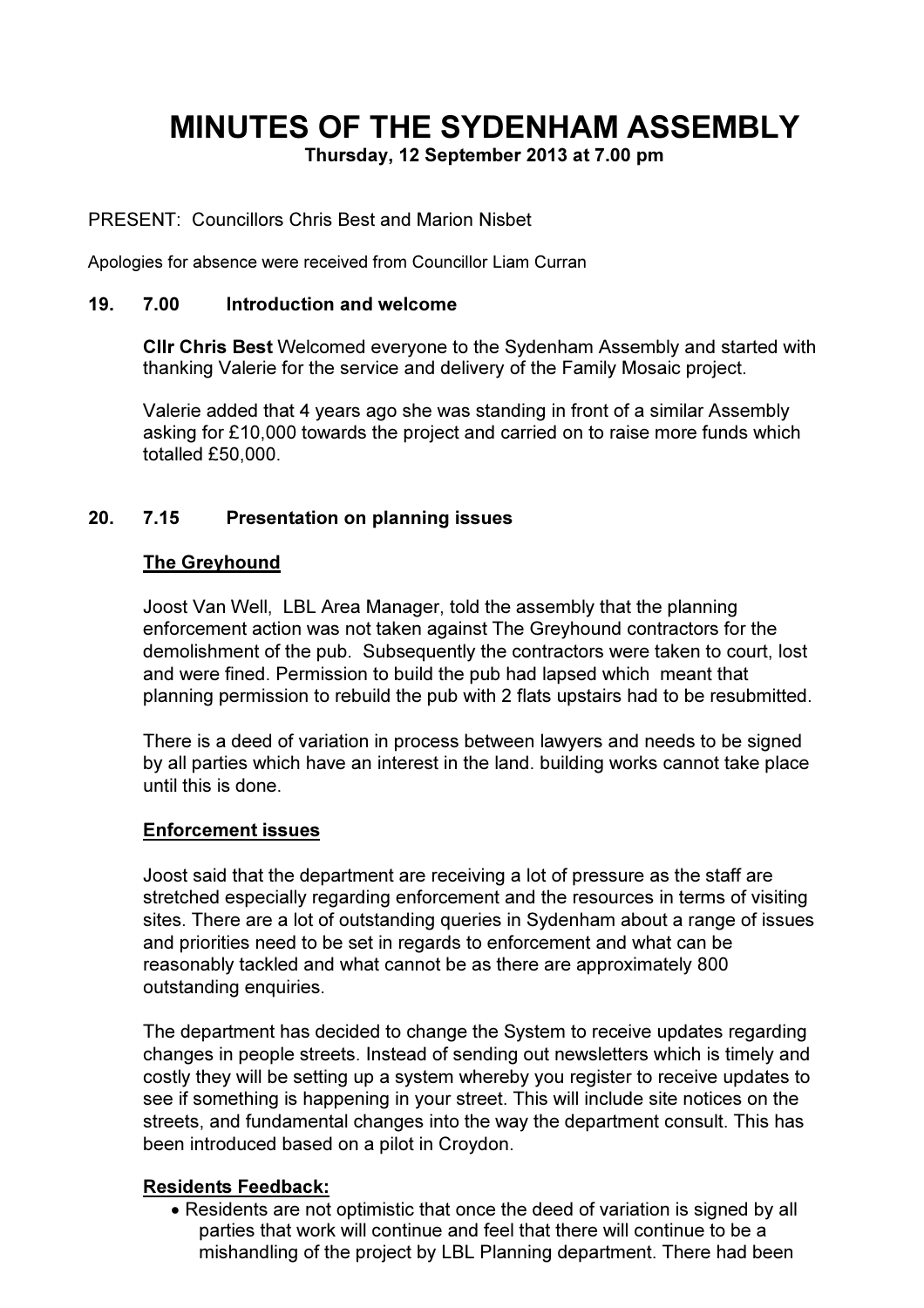# MINUTES OF THE SYDENHAM ASSEMBLY

**Thursday, 12 September 2013 at 7.00 pm**

PRESENT: Councillors Chris Best and Marion Nisbet

Apologies for absence were received from Councillor Liam Curran

## 19. 7.00 Introduction and welcome

**Cllr Chris Best** Welcomed everyone to the Sydenham Assembly and started with thanking Valerie for the service and delivery of the Family Mosaic project.

Valerie added that 4 years ago she was standing in front of a similar Assembly asking for £10,000 towards the project and carried on to raise more funds which totalled £50,000.

## 20. 7.15 Presentation on planning issues

### The Greyhound

Joost Van Well, LBL Area Manager, told the assembly that the planning enforcement action was not taken against The Greyhound contractors for the demolishment of the pub. Subsequently the contractors were taken to court, lost and were fined. Permission to build the pub had lapsed which meant that planning permission to rebuild the pub with 2 flats upstairs had to be resubmitted.

There is a deed of variation in process between lawyers and needs to be signed by all parties which have an interest in the land. building works cannot take place until this is done.

### Enforcement issues

Joost said that the department are receiving a lot of pressure as the staff are stretched especially regarding enforcement and the resources in terms of visiting sites. There are a lot of outstanding queries in Sydenham about a range of issues and priorities need to be set in regards to enforcement and what can be reasonably tackled and what cannot be as there are approximately 800 outstanding enquiries.

The department has decided to change the System to receive updates regarding changes in people streets. Instead of sending out newsletters which is timely and costly they will be setting up a system whereby you register to receive updates to see if something is happening in your street. This will include site notices on the streets, and fundamental changes into the way the department consult. This has been introduced based on a pilot in Croydon.

### Residents Feedback:

- Residents are not optimistic that once the deed of variation is signed by all parties that work will continue and feel that there will continue to be a mishandling of the project by LBL Planning department. There had been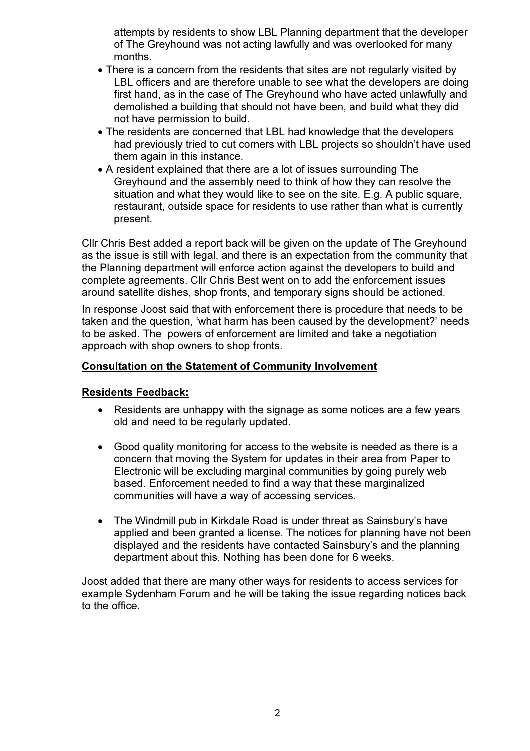attempts by residents to show LBL Planning department that the developer of The Greyhound was not acting lawfully and was overlooked for many months.

- There is a concern from the residents that sites are not regularly visited by LBL officers and are therefore unable to see what the developers are doing first hand, as in the case of The Greyhound who have acted unlawfully and demolished a building that should not have been, and build what they did not have permission to build.
- The residents are concerned that LBL had knowledge that the developers had previously tried to cut corners with LBL projects so shouldn't have used them again in this instance.
- A resident explained that there are a lot of issues surrounding The Greyhound and the assembly need to think of how they can resolve the situation and what they would like to see on the site. E.g. A public square, restaurant, outside space for residents to use rather than what is currently present.

Cllr Chris Best added a report back will be given on the update of The Greyhound as the issue is still with legal, and there is an expectation from the community that the Planning department will enforce action against the developers to build and complete agreements. Cllr Chris Best went on to add the enforcement issues around satellite dishes, shop fronts, and temporary signs should be actioned.

In response Joost said that with enforcement there is procedure that needs to be taken and the question, 'what harm has been caused by the development?' needs to be asked. The powers of enforcement are limited and take a negotiation approach with shop owners to shop fronts.

**Consultation on the Statement of Community Involvement**

**Residents Feedback:**

- Residents are unhappy with the signage as some notices are a few years old and need to be regularly updated.

- Good quality monitoring for access to the website is needed as there is a concern that moving the System for updates in their area from Paper to Electronic will be excluding marginal communities by going purely web based. Enforcement needed to find a way that these marginalized communities will have a way of accessing services.

- The Windmill pub in Kirkdale Road is under threat as Sainsbury's have applied and been granted a license. The notices for planning have not been displayed and the residents have contacted Sainsbury's and the planning department about this. Nothing has been done for 6 weeks.

Joost added that there are many other ways for residents to access services for example Sydenham Forum and he will be taking the issue regarding notices back to the office.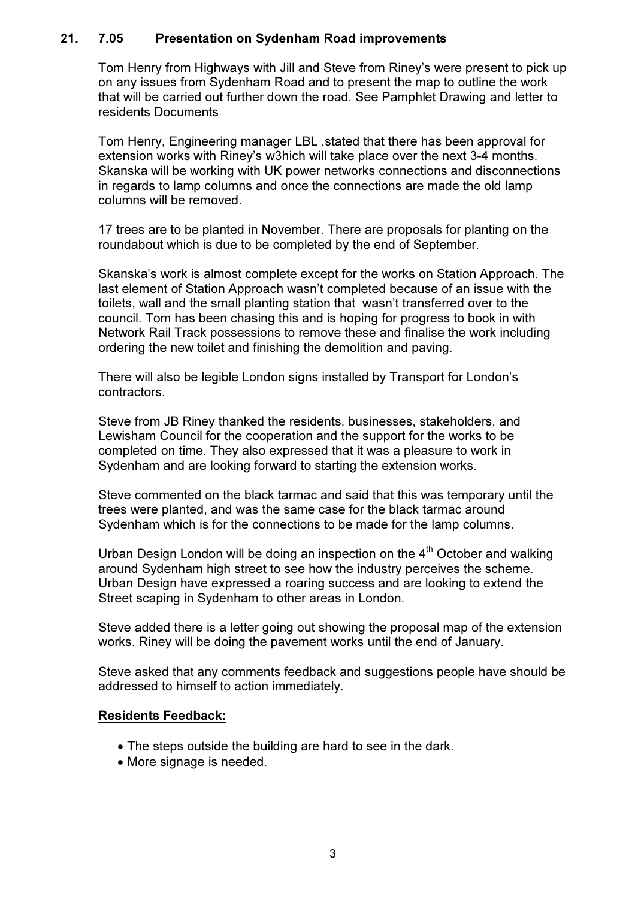## 21. 7.05 Presentation on Sydenham Road improvements

Tom Henry from Highways with Jill and Steve from Riney's were present to pick up on any issues from Sydenham Road and to present the map to outline the work that will be carried out further down the road. See Pamphlet Drawing and letter to residents Documents

Tom Henry, Engineering manager LBL ,stated that there has been approval for extension works with Riney's w3hich will take place over the next 3-4 months. Skanska will be working with UK power networks connections and disconnections in regards to lamp columns and once the connections are made the old lamp columns will be removed.

17 trees are to be planted in November. There are proposals for planting on the roundabout which is due to be completed by the end of September.

Skanska's work is almost complete except for the works on Station Approach. The last element of Station Approach wasn't completed because of an issue with the toilets, wall and the small planting station that wasn't transferred over to the council. Tom has been chasing this and is hoping for progress to book in with Network Rail Track possessions to remove these and finalise the work including ordering the new toilet and finishing the demolition and paving.

There will also be legible London signs installed by Transport for London's contractors.

Steve from JB Riney thanked the residents, businesses, stakeholders, and Lewisham Council for the cooperation and the support for the works to be completed on time. They also expressed that it was a pleasure to work in Sydenham and are looking forward to starting the extension works.

Steve commented on the black tarmac and said that this was temporary until the trees were planted, and was the same case for the black tarmac around Sydenham which is for the connections to be made for the lamp columns.

Urban Design London will be doing an inspection on the 4th October and walking around Sydenham high street to see how the industry perceives the scheme. Urban Design have expressed a roaring success and are looking to extend the Street scaping in Sydenham to other areas in London.

Steve added there is a letter going out showing the proposal map of the extension works. Riney will be doing the pavement works until the end of January.

Steve asked that any comments feedback and suggestions people have should be addressed to himself to action immediately.

**Residents Feedback:**

- The steps outside the building are hard to see in the dark.
- More signage is needed.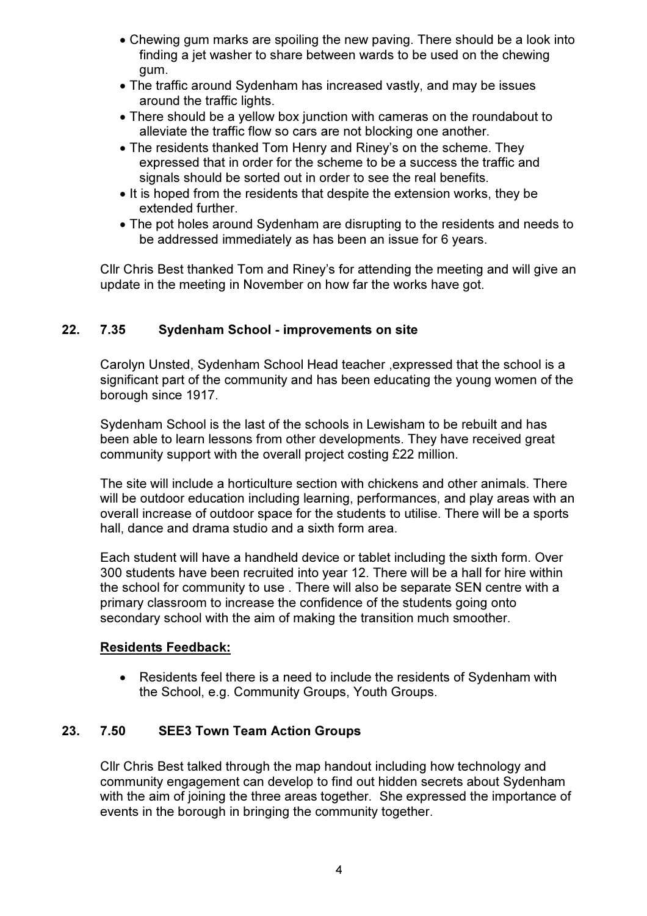- Chewing gum marks are spoiling the new paving. There should be a look into finding a jet washer to share between wards to be used on the chewing gum.
- The traffic around Sydenham has increased vastly, and may be issues around the traffic lights.
- There should be a yellow box junction with cameras on the roundabout to alleviate the traffic flow so cars are not blocking one another.
- The residents thanked Tom Henry and Riney's on the scheme. They expressed that in order for the scheme to be a success the traffic and signals should be sorted out in order to see the real benefits.
- It is hoped from the residents that despite the extension works, they be extended further.
- The pot holes around Sydenham are disrupting to the residents and needs to be addressed immediately as has been an issue for 6 years.

Cllr Chris Best thanked Tom and Riney's for attending the meeting and will give an update in the meeting in November on how far the works have got.

## 22. 7.35 Sydenham School - improvements on site

Carolyn Unsted, Sydenham School Head teacher ,expressed that the school is a significant part of the community and has been educating the young women of the borough since 1917.

Sydenham School is the last of the schools in Lewisham to be rebuilt and has been able to learn lessons from other developments. They have received great community support with the overall project costing £22 million.

The site will include a horticulture section with chickens and other animals. There will be outdoor education including learning, performances, and play areas with an overall increase of outdoor space for the students to utilise. There will be a sports hall, dance and drama studio and a sixth form area.

Each student will have a handheld device or tablet including the sixth form. Over 300 students have been recruited into year 12. There will be a hall for hire within the school for community to use . There will also be separate SEN centre with a primary classroom to increase the confidence of the students going onto secondary school with the aim of making the transition much smoother.

**Residents Feedback:**

- Residents feel there is a need to include the residents of Sydenham with the School, e.g. Community Groups, Youth Groups.

## 23. 7.50 SEE3 Town Team Action Groups

Cllr Chris Best talked through the map handout including how technology and community engagement can develop to find out hidden secrets about Sydenham with the aim of joining the three areas together. She expressed the importance of events in the borough in bringing the community together.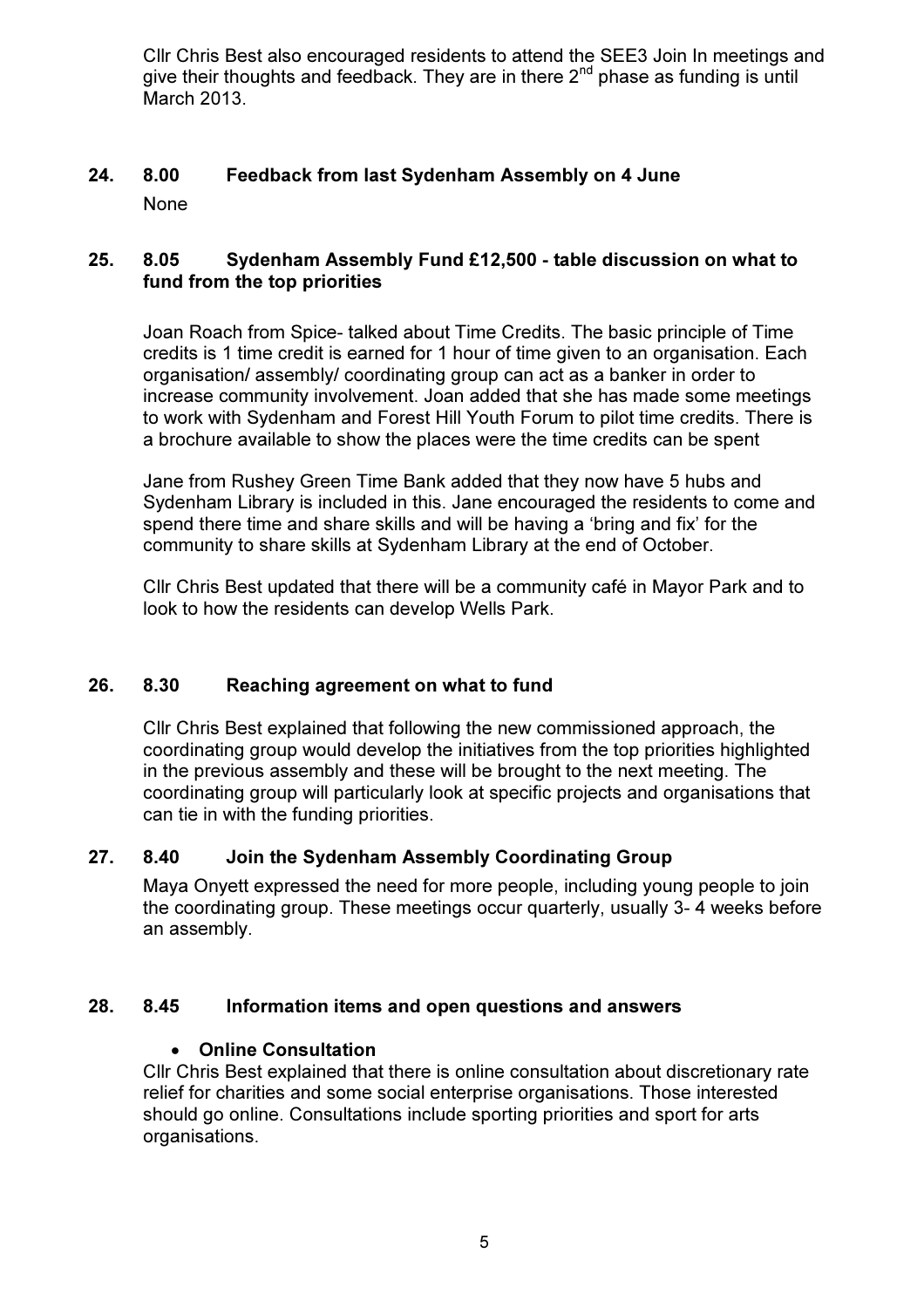Cllr Chris Best also encouraged residents to attend the SEE3 Join In meetings and give their thoughts and feedback. They are in there 2nd phase as funding is until March 2013.

## 24. 8.00 Feedback from last Sydenham Assembly on 4 June

None

## 25. 8.05 Sydenham Assembly Fund £12,500 - table discussion on what to fund from the top priorities

Joan Roach from Spice- talked about Time Credits. The basic principle of Time credits is 1 time credit is earned for 1 hour of time given to an organisation. Each organisation/ assembly/ coordinating group can act as a banker in order to increase community involvement. Joan added that she has made some meetings to work with Sydenham and Forest Hill Youth Forum to pilot time credits. There is a brochure available to show the places were the time credits can be spent

Jane from Rushey Green Time Bank added that they now have 5 hubs and Sydenham Library is included in this. Jane encouraged the residents to come and spend there time and share skills and will be having a 'bring and fix' for the community to share skills at Sydenham Library at the end of October.

Cllr Chris Best updated that there will be a community café in Mayor Park and to look to how the residents can develop Wells Park.

## 26. 8.30 Reaching agreement on what to fund

Cllr Chris Best explained that following the new commissioned approach, the coordinating group would develop the initiatives from the top priorities highlighted in the previous assembly and these will be brought to the next meeting. The coordinating group will particularly look at specific projects and organisations that can tie in with the funding priorities.

## 27. 8.40 Join the Sydenham Assembly Coordinating Group

Maya Onyett expressed the need for more people, including young people to join the coordinating group. These meetings occur quarterly, usually 3- 4 weeks before an assembly.

## 28. 8.45 Information items and open questions and answers

- **Online Consultation**

Cllr Chris Best explained that there is online consultation about discretionary rate relief for charities and some social enterprise organisations. Those interested should go online. Consultations include sporting priorities and sport for arts organisations.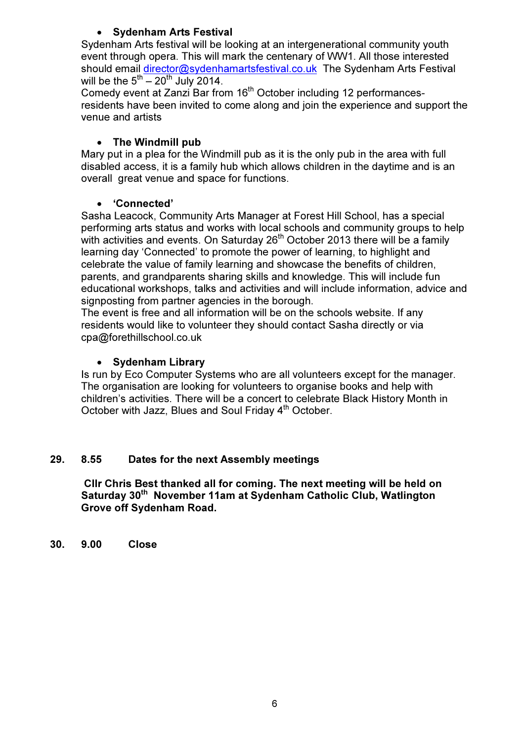- **Sydenham Arts Festival**

Sydenham Arts festival will be looking at an intergenerational community youth event through opera. This will mark the centenary of WW1. All those interested should email director@sydenhamartsfestival.co.uk The Sydenham Arts Festival will be the 5th – 20th July 2014.
Comedy event at Zanzi Bar from 16th October including 12 performances- residents have been invited to come along and join the experience and support the venue and artists

- **The Windmill pub**

Mary put in a plea for the Windmill pub as it is the only pub in the area with full disabled access, it is a family hub which allows children in the daytime and is an overall great venue and space for functions.

- **'Connected'**

Sasha Leacock, Community Arts Manager at Forest Hill School, has a special performing arts status and works with local schools and community groups to help with activities and events. On Saturday 26th October 2013 there will be a family learning day 'Connected' to promote the power of learning, to highlight and celebrate the value of family learning and showcase the benefits of children, parents, and grandparents sharing skills and knowledge. This will include fun educational workshops, talks and activities and will include information, advice and signposting from partner agencies in the borough.
The event is free and all information will be on the schools website. If any residents would like to volunteer they should contact Sasha directly or via cpa@forethillschool.co.uk

- **Sydenham Library**

Is run by Eco Computer Systems who are all volunteers except for the manager. The organisation are looking for volunteers to organise books and help with children's activities. There will be a concert to celebrate Black History Month in October with Jazz, Blues and Soul Friday 4th October.

**29. 8.55 Dates for the next Assembly meetings**

**Cllr Chris Best thanked all for coming. The next meeting will be held on Saturday 30th November 11am at Sydenham Catholic Club, Watlington Grove off Sydenham Road.**

**30. 9.00 Close**